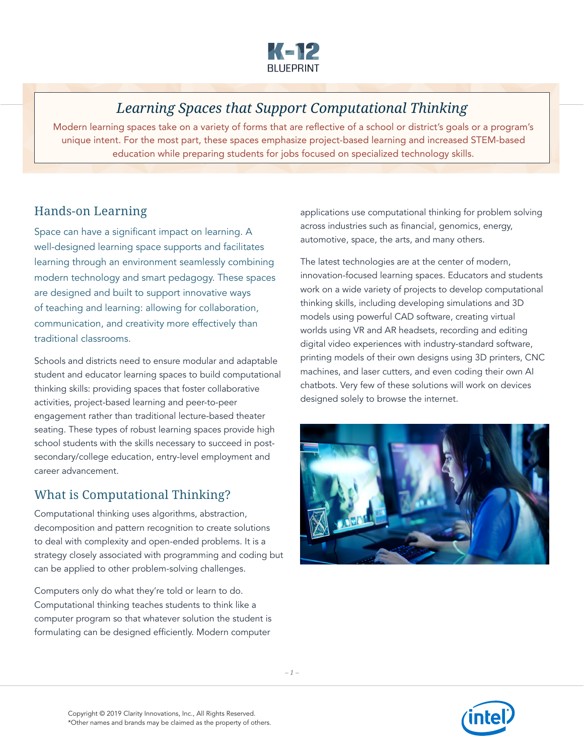# Learning Spaces that Support Computational Thinking

Modern learning spaces take on a variety of forms that are reflective of a school or district's goals or a program's unique intent. For the most part, these spaces emphasize project-based learning and increased STEM-based education while preparing students for jobs focused on specialized technology skills.

## Hands-on Learning

Space can have a significant impact on learning. A well-designed learning space supports and facilitates learning through an environment seamlessly combining modern technology and smart pedagogy. These spaces are designed and built to support innovative ways of teaching and learning: allowing for collaboration, communication, and creativity more effectively than traditional classrooms.

Schools and districts need to ensure modular and adaptable student and educator learning spaces to build computational thinking skills: providing spaces that foster collaborative activities, project-based learning and peer-to-peer engagement rather than traditional lecture-based theater seating. These types of robust learning spaces provide high school students with the skills necessary to succeed in post-secondary/college education, entry-level employment and career advancement.

## What is Computational Thinking?

Computational thinking uses algorithms, abstraction, decomposition and pattern recognition to create solutions to deal with complexity and open-ended problems. It is a strategy closely associated with programming and coding but can be applied to other problem-solving challenges.

Computers only do what they're told or learn to do. Computational thinking teaches students to think like a computer program so that whatever solution the student is formulating can be designed efficiently. Modern computer applications use computational thinking for problem solving across industries such as financial, genomics, energy, automotive, space, the arts, and many others.

The latest technologies are at the center of modern, innovation-focused learning spaces. Educators and students work on a wide variety of projects to develop computational thinking skills, including developing simulations and 3D models using powerful CAD software, creating virtual worlds using VR and AR headsets, recording and editing digital video experiences with industry-standard software, printing models of their own designs using 3D printers, CNC machines, and laser cutters, and even coding their own AI chatbots. Very few of these solutions will work on devices designed solely to browse the internet.

Copyright © 2019 Clarity Innovations, Inc., All Rights Reserved.
*Other names and brands may be claimed as the property of others.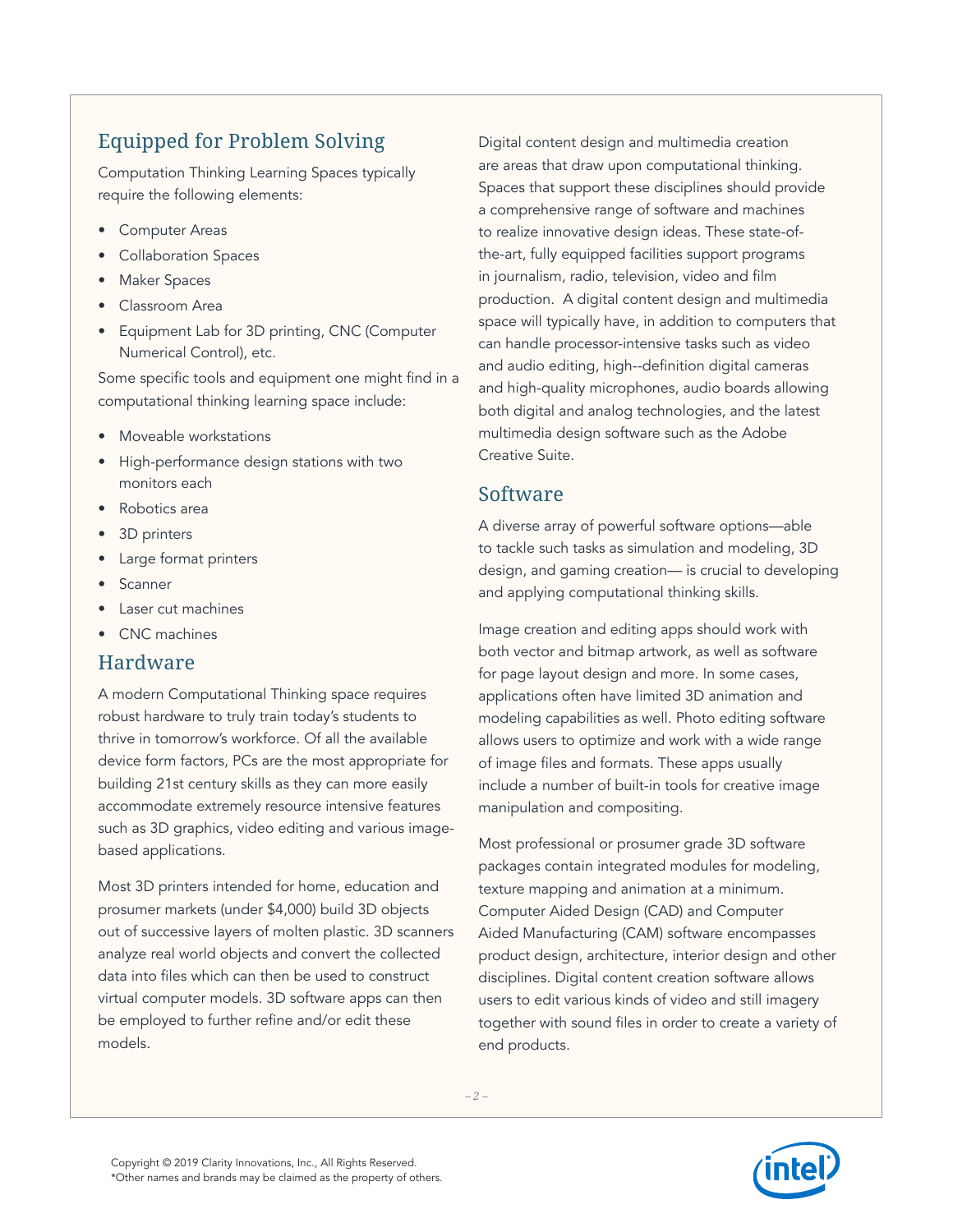## Equipped for Problem Solving

Computation Thinking Learning Spaces typically require the following elements:

- Computer Areas
- Collaboration Spaces
- Maker Spaces
- Classroom Area
- Equipment Lab for 3D printing, CNC (Computer Numerical Control), etc.

Some specific tools and equipment one might find in a computational thinking learning space include:

- Moveable workstations
- High-performance design stations with two monitors each
- Robotics area
- 3D printers
- Large format printers
- Scanner
- Laser cut machines
- CNC machines

## Hardware

A modern Computational Thinking space requires robust hardware to truly train today's students to thrive in tomorrow's workforce. Of all the available device form factors, PCs are the most appropriate for building 21st century skills as they can more easily accommodate extremely resource intensive features such as 3D graphics, video editing and various image-based applications.

Most 3D printers intended for home, education and prosumer markets (under $4,000) build 3D objects out of successive layers of molten plastic. 3D scanners analyze real world objects and convert the collected data into files which can then be used to construct virtual computer models. 3D software apps can then be employed to further refine and/or edit these models.

Digital content design and multimedia creation are areas that draw upon computational thinking. Spaces that support these disciplines should provide a comprehensive range of software and machines to realize innovative design ideas. These state-of-the-art, fully equipped facilities support programs in journalism, radio, television, video and film production. A digital content design and multimedia space will typically have, in addition to computers that can handle processor-intensive tasks such as video and audio editing, high--definition digital cameras and high-quality microphones, audio boards allowing both digital and analog technologies, and the latest multimedia design software such as the Adobe Creative Suite.

## Software

A diverse array of powerful software options—able to tackle such tasks as simulation and modeling, 3D design, and gaming creation— is crucial to developing and applying computational thinking skills.

Image creation and editing apps should work with both vector and bitmap artwork, as well as software for page layout design and more. In some cases, applications often have limited 3D animation and modeling capabilities as well. Photo editing software allows users to optimize and work with a wide range of image files and formats. These apps usually include a number of built-in tools for creative image manipulation and compositing.

Most professional or prosumer grade 3D software packages contain integrated modules for modeling, texture mapping and animation at a minimum. Computer Aided Design (CAD) and Computer Aided Manufacturing (CAM) software encompasses product design, architecture, interior design and other disciplines. Digital content creation software allows users to edit various kinds of video and still imagery together with sound files in order to create a variety of end products.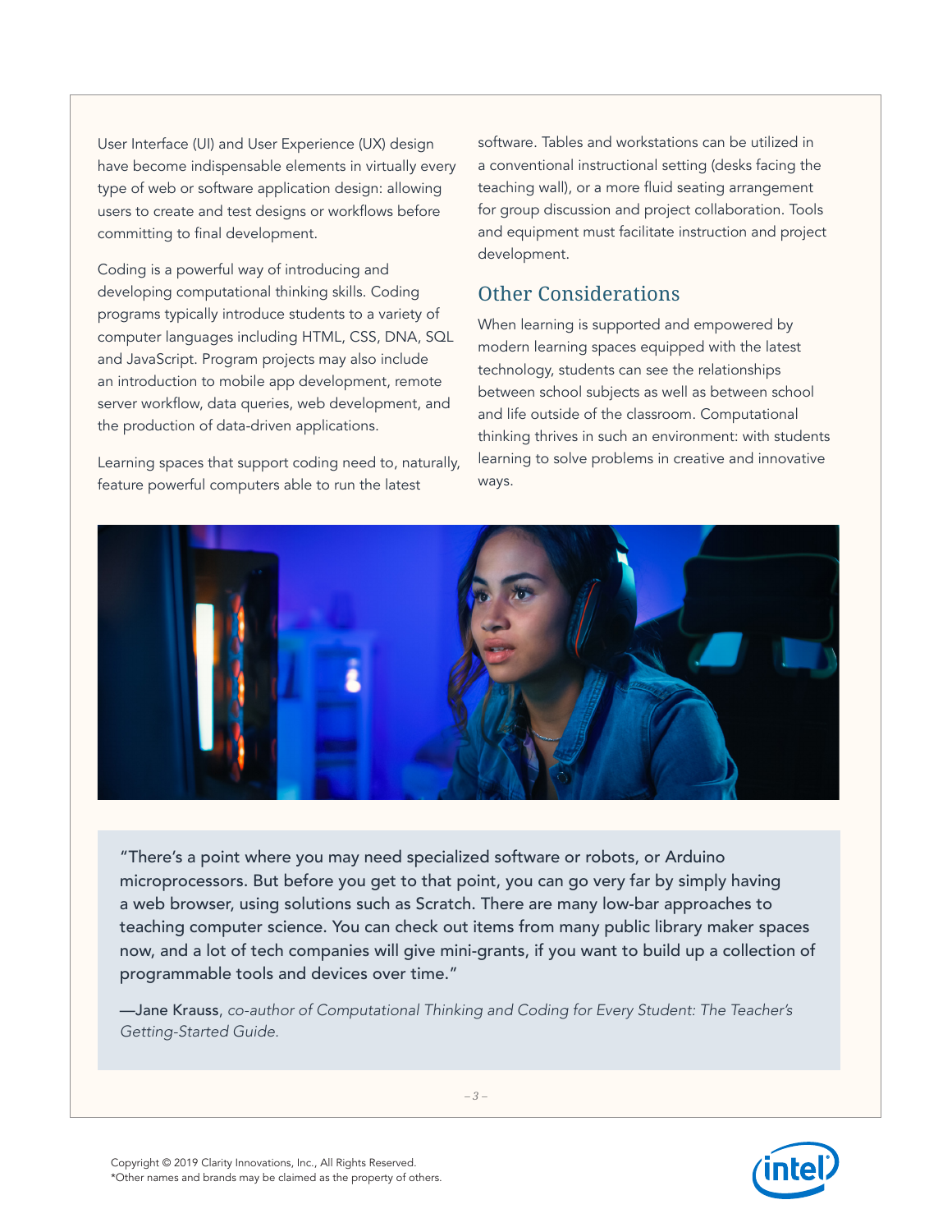User Interface (UI) and User Experience (UX) design have become indispensable elements in virtually every type of web or software application design: allowing users to create and test designs or workflows before committing to final development.

Coding is a powerful way of introducing and developing computational thinking skills. Coding programs typically introduce students to a variety of computer languages including HTML, CSS, DNA, SQL and JavaScript. Program projects may also include an introduction to mobile app development, remote server workflow, data queries, web development, and the production of data-driven applications.

Learning spaces that support coding need to, naturally, feature powerful computers able to run the latest software. Tables and workstations can be utilized in a conventional instructional setting (desks facing the teaching wall), or a more fluid seating arrangement for group discussion and project collaboration. Tools and equipment must facilitate instruction and project development.

## Other Considerations

When learning is supported and empowered by modern learning spaces equipped with the latest technology, students can see the relationships between school subjects as well as between school and life outside of the classroom. Computational thinking thrives in such an environment: with students learning to solve problems in creative and innovative ways.

> "There's a point where you may need specialized software or robots, or Arduino microprocessors. But before you get to that point, you can go very far by simply having a web browser, using solutions such as Scratch. There are many low-bar approaches to teaching computer science. You can check out items from many public library maker spaces now, and a lot of tech companies will give mini-grants, if you want to build up a collection of programmable tools and devices over time."
>
> —Jane Krauss, *co-author of Computational Thinking and Coding for Every Student: The Teacher's Getting-Started Guide.*

Copyright © 2019 Clarity Innovations, Inc., All Rights Reserved.
*Other names and brands may be claimed as the property of others.